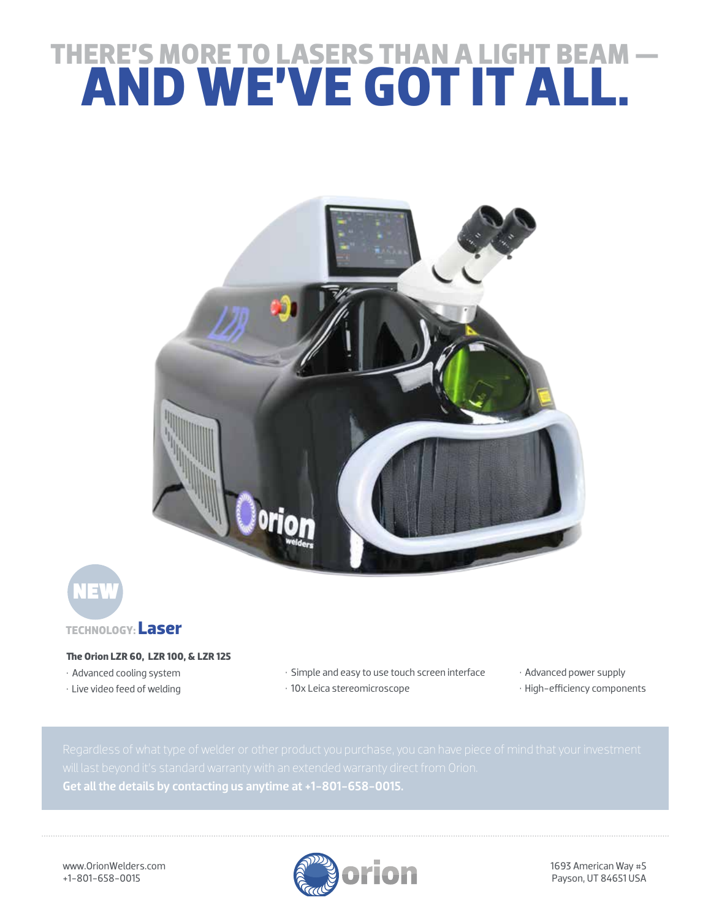# THERE'S MORE TO LASERS THAN A LIGHT BEAM — AND WE'VE GOT IT ALL.

NEW

TECHNOLOGY: **Laser**

**The Orion LZR 60, LZR 100, & LZR 125**

- Advanced cooling system
- Live video feed of welding
- Simple and easy to use touch screen interface
- 10x Leica stereomicroscope
- Advanced power supply
- High-efficiency components

Regardless of what type of welder or other product you purchase, you can have piece of mind that your investment will last beyond it's standard warranty with an extended warranty direct from Orion.
**Get all the details by contacting us anytime at +1-801-658-0015.**

www.OrionWelders.com
+1-801-658-0015

orion

1693 American Way #5
Payson, UT 84651 USA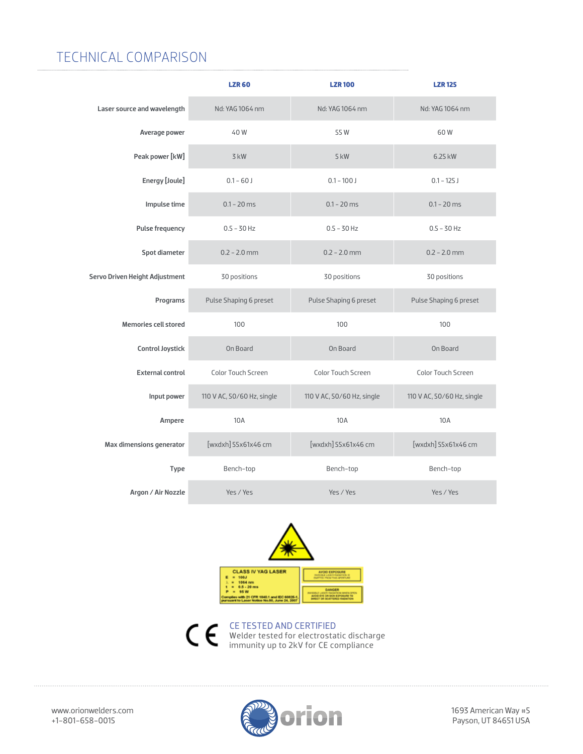# TECHNICAL COMPARISON

| | LZR 60 | LZR 100 | LZR 125 |
|---|---|---|---|
| Laser source and wavelength | Nd: YAG 1064 nm | Nd: YAG 1064 nm | Nd: YAG 1064 nm |
| Average power | 40 W | 55 W | 60 W |
| Peak power [kW] | 3 kW | 5 kW | 6.25 kW |
| Energy [Joule] | 0.1 - 60 J | 0.1 - 100 J | 0.1 - 125 J |
| Impulse time | 0.1 - 20 ms | 0.1 - 20 ms | 0.1 - 20 ms |
| Pulse frequency | 0.5 - 30 Hz | 0.5 - 30 Hz | 0.5 - 30 Hz |
| Spot diameter | 0.2 - 2.0 mm | 0.2 - 2.0 mm | 0.2 - 2.0 mm |
| Servo Driven Height Adjustment | 30 positions | 30 positions | 30 positions |
| Programs | Pulse Shaping 6 preset | Pulse Shaping 6 preset | Pulse Shaping 6 preset |
| Memories cell stored | 100 | 100 | 100 |
| Control Joystick | On Board | On Board | On Board |
| External control | Color Touch Screen | Color Touch Screen | Color Touch Screen |
| Input power | 110 V AC, 50/60 Hz, single | 110 V AC, 50/60 Hz, single | 110 V AC, 50/60 Hz, single |
| Ampere | 10A | 10A | 10A |
| Max dimensions generator | [wxdxh] 55x61x46 cm | [wxdxh] 55x61x46 cm | [wxdxh] 55x61x46 cm |
| Type | Bench-top | Bench-top | Bench-top |
| Argon / Air Nozzle | Yes / Yes | Yes / Yes | Yes / Yes |

CLASS IV YAG LASER
E = 100J
λ = 1064 nm
t = 0.5 - 20 ms
P = 55 W
Complies with 21 CFR 1040.1 and IEC 60825-1, pursuant to Laser Notice No.50, June 24, 2007

AVOID EXPOSURE
INVISIBLE LASER RADIATION IS EMITTED FROM THIS APERTURE

DANGER
INVISIBLE LASER RADIATION WHEN OPEN
AVOID EYE OR SKIN EXPOSURE TO DIRECT OR SCATTERED RADIATION

CE TESTED AND CERTIFIED
Welder tested for electrostatic discharge immunity up to 2kV for CE compliance

www.orionwelders.com
+1-801-658-0015

orion

1693 American Way #5
Payson, UT 84651 USA